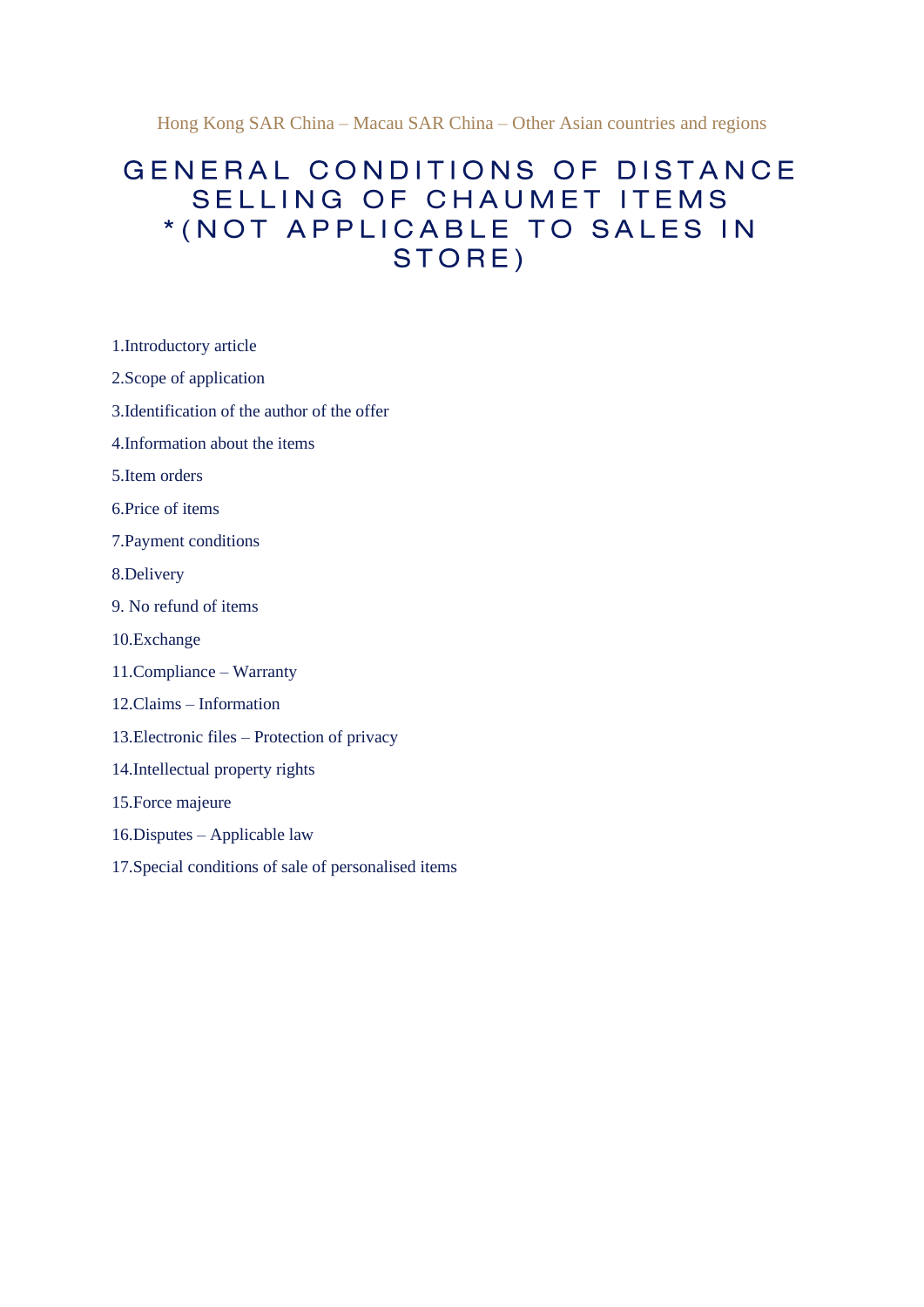Hong Kong SAR China – Macau SAR China – Other Asian countries and regions

# GENERAL CONDITIONS OF DISTANCE SELLING OF CHAUMET ITEMS *(NOT APPLICABLE TO SALES IN STORE)

1.Introductory article

2.Scope of application

3.Identification of the author of the offer

4.Information about the items

5.Item orders

6.Price of items

7.Payment conditions

8.Delivery

9. No refund of items

10.Exchange

11.Compliance – Warranty

12.Claims – Information

13.Electronic files – Protection of privacy

14.Intellectual property rights

15.Force majeure

16.Disputes – Applicable law

17.Special conditions of sale of personalised items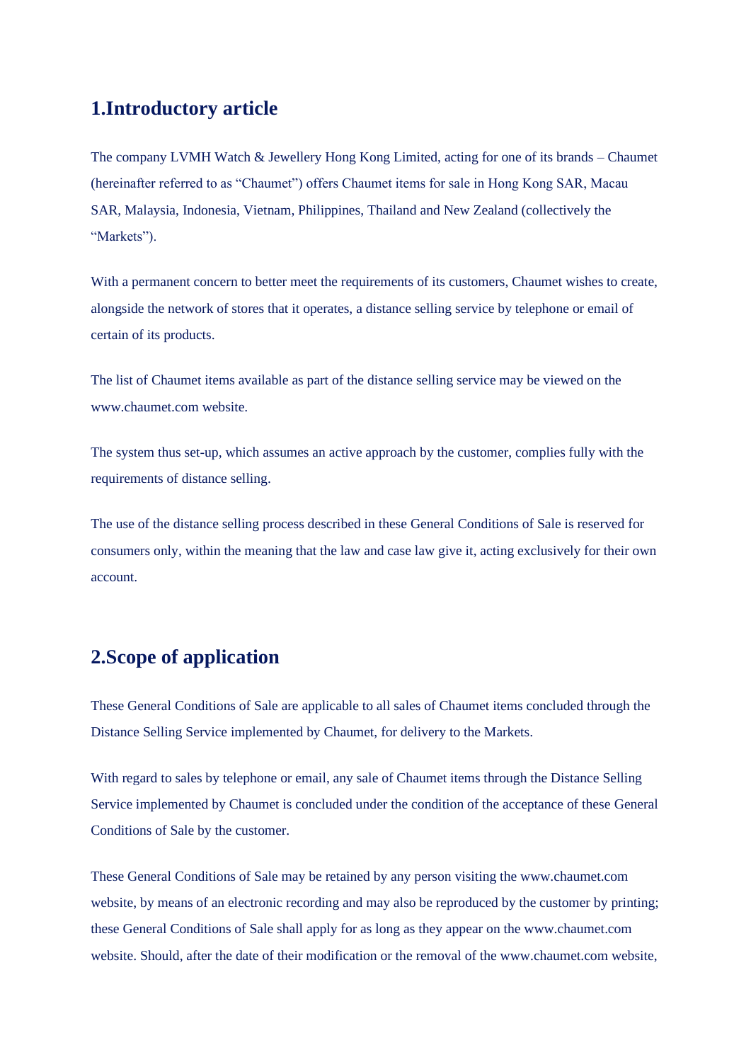## 1.Introductory article

The company LVMH Watch & Jewellery Hong Kong Limited, acting for one of its brands – Chaumet (hereinafter referred to as "Chaumet") offers Chaumet items for sale in Hong Kong SAR, Macau SAR, Malaysia, Indonesia, Vietnam, Philippines, Thailand and New Zealand (collectively the "Markets").

With a permanent concern to better meet the requirements of its customers, Chaumet wishes to create, alongside the network of stores that it operates, a distance selling service by telephone or email of certain of its products.

The list of Chaumet items available as part of the distance selling service may be viewed on the www.chaumet.com website.

The system thus set-up, which assumes an active approach by the customer, complies fully with the requirements of distance selling.

The use of the distance selling process described in these General Conditions of Sale is reserved for consumers only, within the meaning that the law and case law give it, acting exclusively for their own account.

## 2.Scope of application

These General Conditions of Sale are applicable to all sales of Chaumet items concluded through the Distance Selling Service implemented by Chaumet, for delivery to the Markets.

With regard to sales by telephone or email, any sale of Chaumet items through the Distance Selling Service implemented by Chaumet is concluded under the condition of the acceptance of these General Conditions of Sale by the customer.

These General Conditions of Sale may be retained by any person visiting the www.chaumet.com website, by means of an electronic recording and may also be reproduced by the customer by printing; these General Conditions of Sale shall apply for as long as they appear on the www.chaumet.com website. Should, after the date of their modification or the removal of the www.chaumet.com website,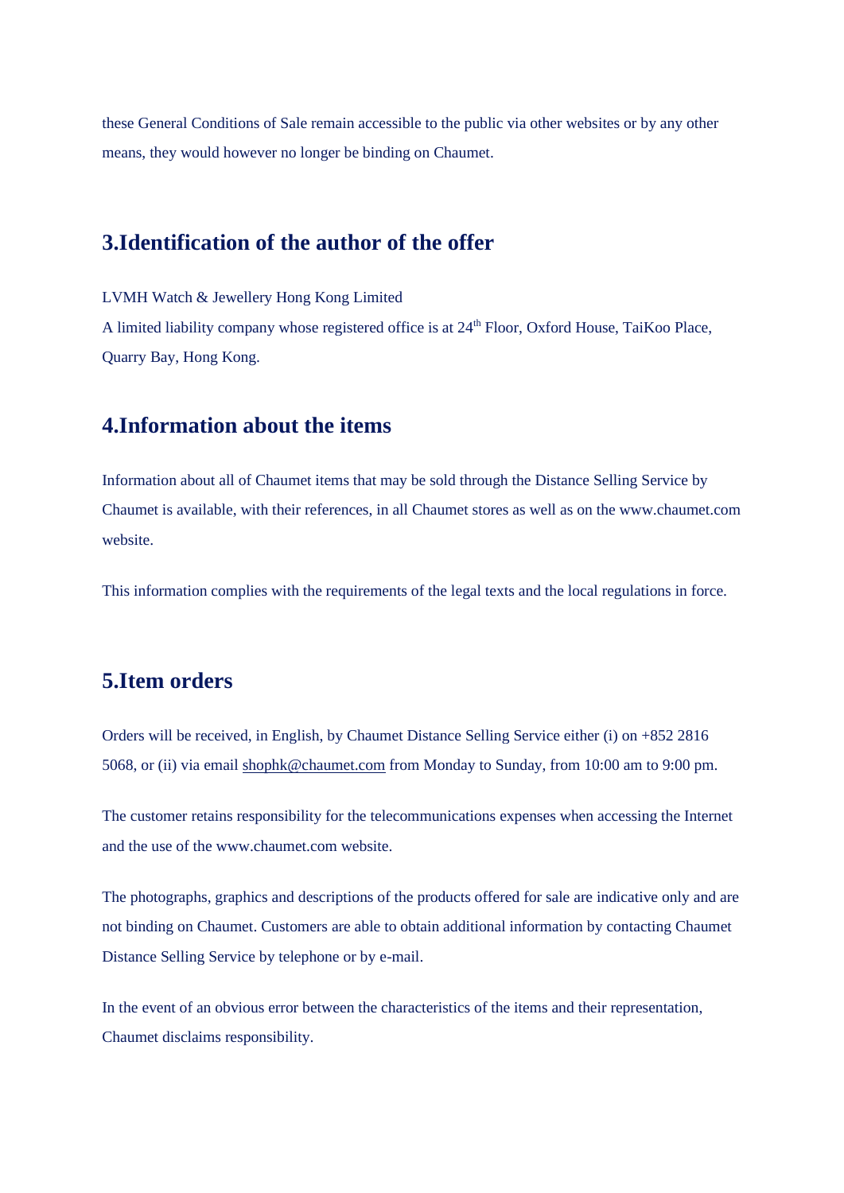these General Conditions of Sale remain accessible to the public via other websites or by any other means, they would however no longer be binding on Chaumet.

## 3.Identification of the author of the offer

LVMH Watch & Jewellery Hong Kong Limited
A limited liability company whose registered office is at 24th Floor, Oxford House, TaiKoo Place, Quarry Bay, Hong Kong.

## 4.Information about the items

Information about all of Chaumet items that may be sold through the Distance Selling Service by Chaumet is available, with their references, in all Chaumet stores as well as on the www.chaumet.com website.

This information complies with the requirements of the legal texts and the local regulations in force.

## 5.Item orders

Orders will be received, in English, by Chaumet Distance Selling Service either (i) on +852 2816 5068, or (ii) via email shophk@chaumet.com from Monday to Sunday, from 10:00 am to 9:00 pm.

The customer retains responsibility for the telecommunications expenses when accessing the Internet and the use of the www.chaumet.com website.

The photographs, graphics and descriptions of the products offered for sale are indicative only and are not binding on Chaumet. Customers are able to obtain additional information by contacting Chaumet Distance Selling Service by telephone or by e-mail.

In the event of an obvious error between the characteristics of the items and their representation, Chaumet disclaims responsibility.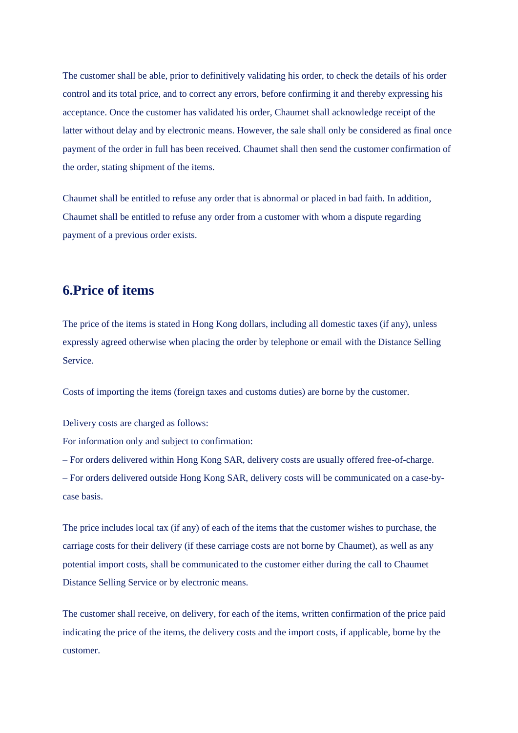The customer shall be able, prior to definitively validating his order, to check the details of his order control and its total price, and to correct any errors, before confirming it and thereby expressing his acceptance. Once the customer has validated his order, Chaumet shall acknowledge receipt of the latter without delay and by electronic means. However, the sale shall only be considered as final once payment of the order in full has been received. Chaumet shall then send the customer confirmation of the order, stating shipment of the items.

Chaumet shall be entitled to refuse any order that is abnormal or placed in bad faith. In addition, Chaumet shall be entitled to refuse any order from a customer with whom a dispute regarding payment of a previous order exists.

## 6.Price of items

The price of the items is stated in Hong Kong dollars, including all domestic taxes (if any), unless expressly agreed otherwise when placing the order by telephone or email with the Distance Selling Service.

Costs of importing the items (foreign taxes and customs duties) are borne by the customer.

Delivery costs are charged as follows:
For information only and subject to confirmation:
– For orders delivered within Hong Kong SAR, delivery costs are usually offered free-of-charge.
– For orders delivered outside Hong Kong SAR, delivery costs will be communicated on a case-by-case basis.

The price includes local tax (if any) of each of the items that the customer wishes to purchase, the carriage costs for their delivery (if these carriage costs are not borne by Chaumet), as well as any potential import costs, shall be communicated to the customer either during the call to Chaumet Distance Selling Service or by electronic means.

The customer shall receive, on delivery, for each of the items, written confirmation of the price paid indicating the price of the items, the delivery costs and the import costs, if applicable, borne by the customer.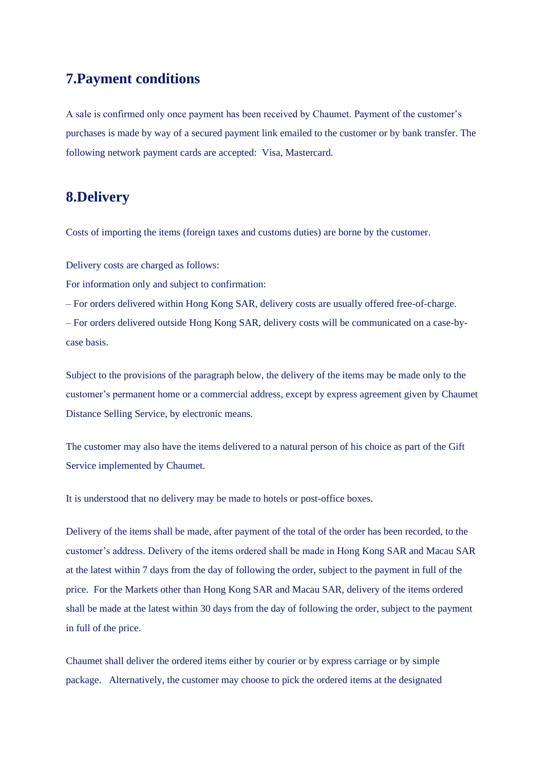## 7.Payment conditions

A sale is confirmed only once payment has been received by Chaumet. Payment of the customer's purchases is made by way of a secured payment link emailed to the customer or by bank transfer. The following network payment cards are accepted: Visa, Mastercard.

## 8.Delivery

Costs of importing the items (foreign taxes and customs duties) are borne by the customer.

Delivery costs are charged as follows:

For information only and subject to confirmation:

– For orders delivered within Hong Kong SAR, delivery costs are usually offered free-of-charge.

– For orders delivered outside Hong Kong SAR, delivery costs will be communicated on a case-by-case basis.

Subject to the provisions of the paragraph below, the delivery of the items may be made only to the customer's permanent home or a commercial address, except by express agreement given by Chaumet Distance Selling Service, by electronic means.

The customer may also have the items delivered to a natural person of his choice as part of the Gift Service implemented by Chaumet.

It is understood that no delivery may be made to hotels or post-office boxes.

Delivery of the items shall be made, after payment of the total of the order has been recorded, to the customer's address. Delivery of the items ordered shall be made in Hong Kong SAR and Macau SAR at the latest within 7 days from the day of following the order, subject to the payment in full of the price. For the Markets other than Hong Kong SAR and Macau SAR, delivery of the items ordered shall be made at the latest within 30 days from the day of following the order, subject to the payment in full of the price.

Chaumet shall deliver the ordered items either by courier or by express carriage or by simple package. Alternatively, the customer may choose to pick the ordered items at the designated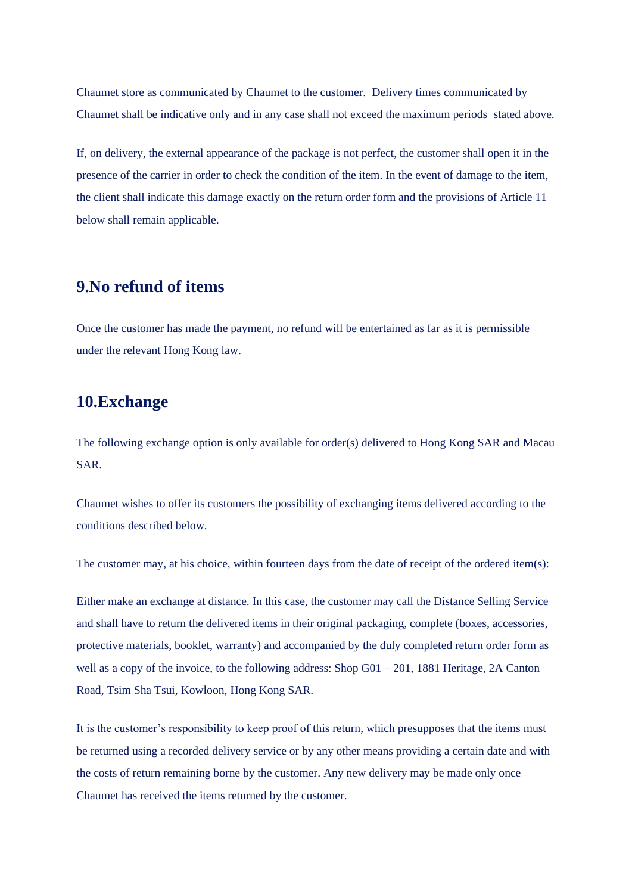Chaumet store as communicated by Chaumet to the customer. Delivery times communicated by Chaumet shall be indicative only and in any case shall not exceed the maximum periods stated above.

If, on delivery, the external appearance of the package is not perfect, the customer shall open it in the presence of the carrier in order to check the condition of the item. In the event of damage to the item, the client shall indicate this damage exactly on the return order form and the provisions of Article 11 below shall remain applicable.

## 9.No refund of items

Once the customer has made the payment, no refund will be entertained as far as it is permissible under the relevant Hong Kong law.

## 10.Exchange

The following exchange option is only available for order(s) delivered to Hong Kong SAR and Macau SAR.

Chaumet wishes to offer its customers the possibility of exchanging items delivered according to the conditions described below.

The customer may, at his choice, within fourteen days from the date of receipt of the ordered item(s):

Either make an exchange at distance. In this case, the customer may call the Distance Selling Service and shall have to return the delivered items in their original packaging, complete (boxes, accessories, protective materials, booklet, warranty) and accompanied by the duly completed return order form as well as a copy of the invoice, to the following address: Shop G01 – 201, 1881 Heritage, 2A Canton Road, Tsim Sha Tsui, Kowloon, Hong Kong SAR.

It is the customer's responsibility to keep proof of this return, which presupposes that the items must be returned using a recorded delivery service or by any other means providing a certain date and with the costs of return remaining borne by the customer. Any new delivery may be made only once Chaumet has received the items returned by the customer.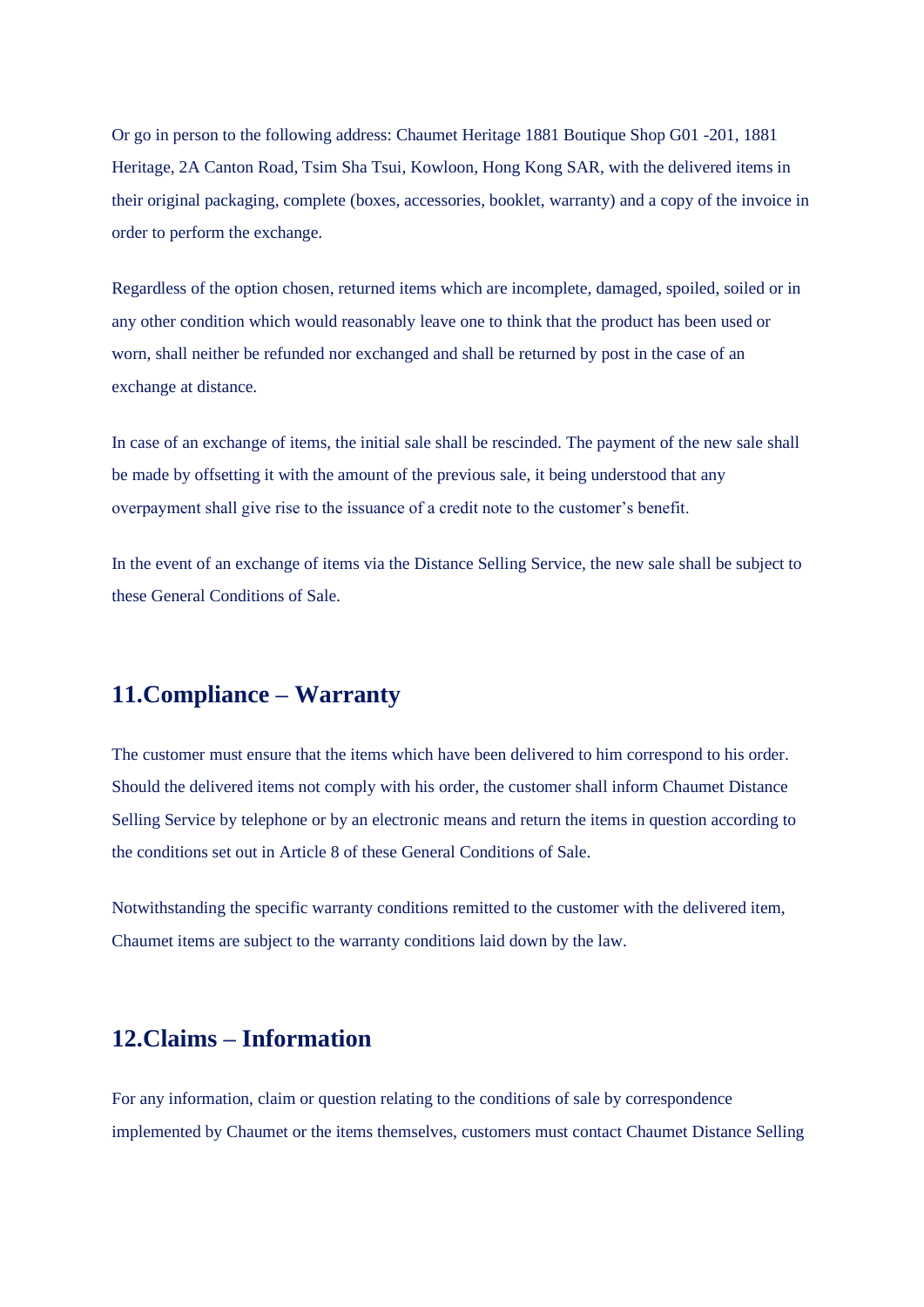Or go in person to the following address: Chaumet Heritage 1881 Boutique Shop G01 -201, 1881 Heritage, 2A Canton Road, Tsim Sha Tsui, Kowloon, Hong Kong SAR, with the delivered items in their original packaging, complete (boxes, accessories, booklet, warranty) and a copy of the invoice in order to perform the exchange.

Regardless of the option chosen, returned items which are incomplete, damaged, spoiled, soiled or in any other condition which would reasonably leave one to think that the product has been used or worn, shall neither be refunded nor exchanged and shall be returned by post in the case of an exchange at distance.

In case of an exchange of items, the initial sale shall be rescinded. The payment of the new sale shall be made by offsetting it with the amount of the previous sale, it being understood that any overpayment shall give rise to the issuance of a credit note to the customer's benefit.

In the event of an exchange of items via the Distance Selling Service, the new sale shall be subject to these General Conditions of Sale.

## 11.Compliance – Warranty

The customer must ensure that the items which have been delivered to him correspond to his order. Should the delivered items not comply with his order, the customer shall inform Chaumet Distance Selling Service by telephone or by an electronic means and return the items in question according to the conditions set out in Article 8 of these General Conditions of Sale.

Notwithstanding the specific warranty conditions remitted to the customer with the delivered item, Chaumet items are subject to the warranty conditions laid down by the law.

## 12.Claims – Information

For any information, claim or question relating to the conditions of sale by correspondence implemented by Chaumet or the items themselves, customers must contact Chaumet Distance Selling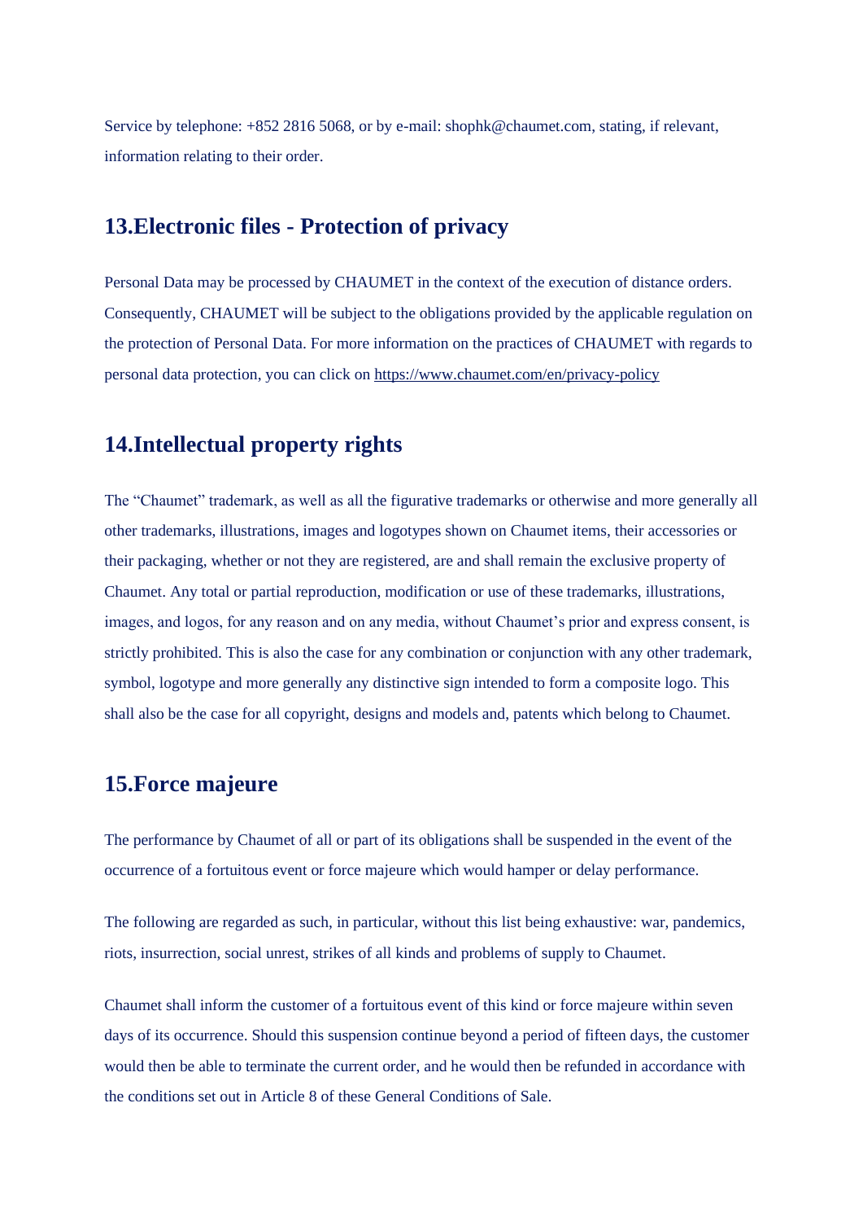Service by telephone: +852 2816 5068, or by e-mail: shophk@chaumet.com, stating, if relevant, information relating to their order.

## 13.Electronic files - Protection of privacy

Personal Data may be processed by CHAUMET in the context of the execution of distance orders. Consequently, CHAUMET will be subject to the obligations provided by the applicable regulation on the protection of Personal Data. For more information on the practices of CHAUMET with regards to personal data protection, you can click on https://www.chaumet.com/en/privacy-policy

## 14.Intellectual property rights

The "Chaumet" trademark, as well as all the figurative trademarks or otherwise and more generally all other trademarks, illustrations, images and logotypes shown on Chaumet items, their accessories or their packaging, whether or not they are registered, are and shall remain the exclusive property of Chaumet. Any total or partial reproduction, modification or use of these trademarks, illustrations, images, and logos, for any reason and on any media, without Chaumet's prior and express consent, is strictly prohibited. This is also the case for any combination or conjunction with any other trademark, symbol, logotype and more generally any distinctive sign intended to form a composite logo. This shall also be the case for all copyright, designs and models and, patents which belong to Chaumet.

## 15.Force majeure

The performance by Chaumet of all or part of its obligations shall be suspended in the event of the occurrence of a fortuitous event or force majeure which would hamper or delay performance.

The following are regarded as such, in particular, without this list being exhaustive: war, pandemics, riots, insurrection, social unrest, strikes of all kinds and problems of supply to Chaumet.

Chaumet shall inform the customer of a fortuitous event of this kind or force majeure within seven days of its occurrence. Should this suspension continue beyond a period of fifteen days, the customer would then be able to terminate the current order, and he would then be refunded in accordance with the conditions set out in Article 8 of these General Conditions of Sale.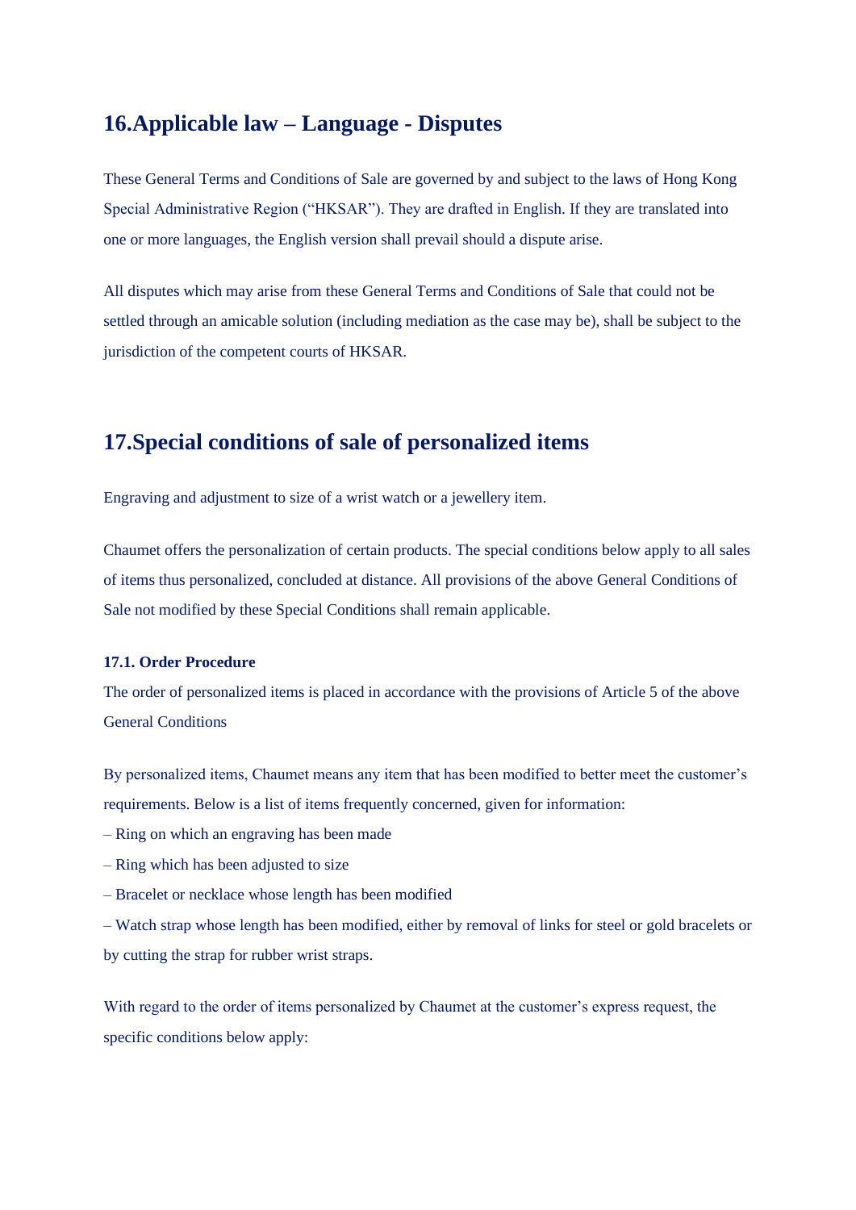## 16.Applicable law – Language - Disputes

These General Terms and Conditions of Sale are governed by and subject to the laws of Hong Kong Special Administrative Region (“HKSAR”). They are drafted in English. If they are translated into one or more languages, the English version shall prevail should a dispute arise.

All disputes which may arise from these General Terms and Conditions of Sale that could not be settled through an amicable solution (including mediation as the case may be), shall be subject to the jurisdiction of the competent courts of HKSAR.

## 17.Special conditions of sale of personalized items

Engraving and adjustment to size of a wrist watch or a jewellery item.

Chaumet offers the personalization of certain products. The special conditions below apply to all sales of items thus personalized, concluded at distance. All provisions of the above General Conditions of Sale not modified by these Special Conditions shall remain applicable.

**17.1. Order Procedure**

The order of personalized items is placed in accordance with the provisions of Article 5 of the above General Conditions

By personalized items, Chaumet means any item that has been modified to better meet the customer’s requirements. Below is a list of items frequently concerned, given for information:

– Ring on which an engraving has been made

– Ring which has been adjusted to size

– Bracelet or necklace whose length has been modified

– Watch strap whose length has been modified, either by removal of links for steel or gold bracelets or by cutting the strap for rubber wrist straps.

With regard to the order of items personalized by Chaumet at the customer’s express request, the specific conditions below apply: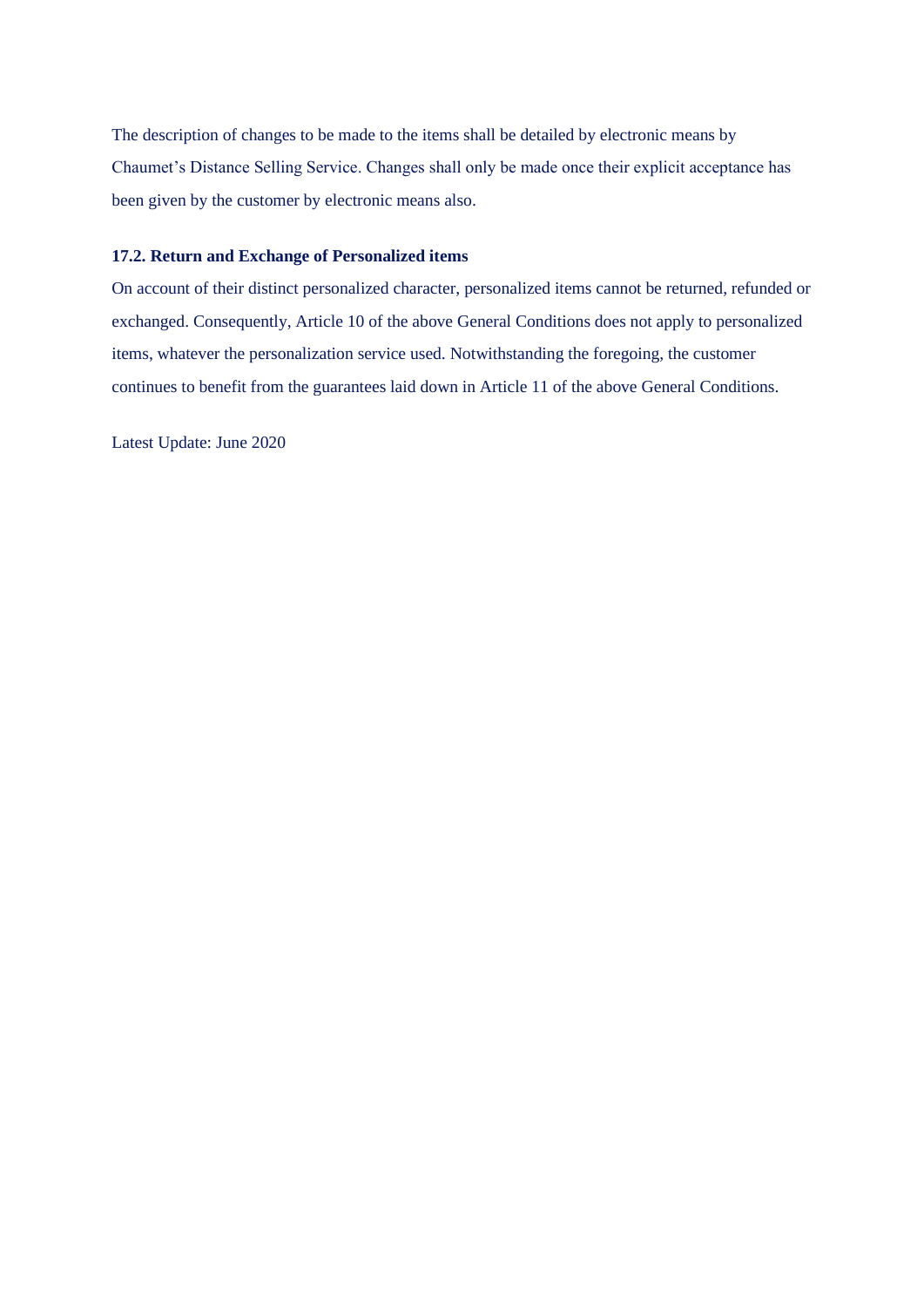The description of changes to be made to the items shall be detailed by electronic means by Chaumet's Distance Selling Service. Changes shall only be made once their explicit acceptance has been given by the customer by electronic means also.

### 17.2. Return and Exchange of Personalized items

On account of their distinct personalized character, personalized items cannot be returned, refunded or exchanged. Consequently, Article 10 of the above General Conditions does not apply to personalized items, whatever the personalization service used. Notwithstanding the foregoing, the customer continues to benefit from the guarantees laid down in Article 11 of the above General Conditions.

Latest Update: June 2020